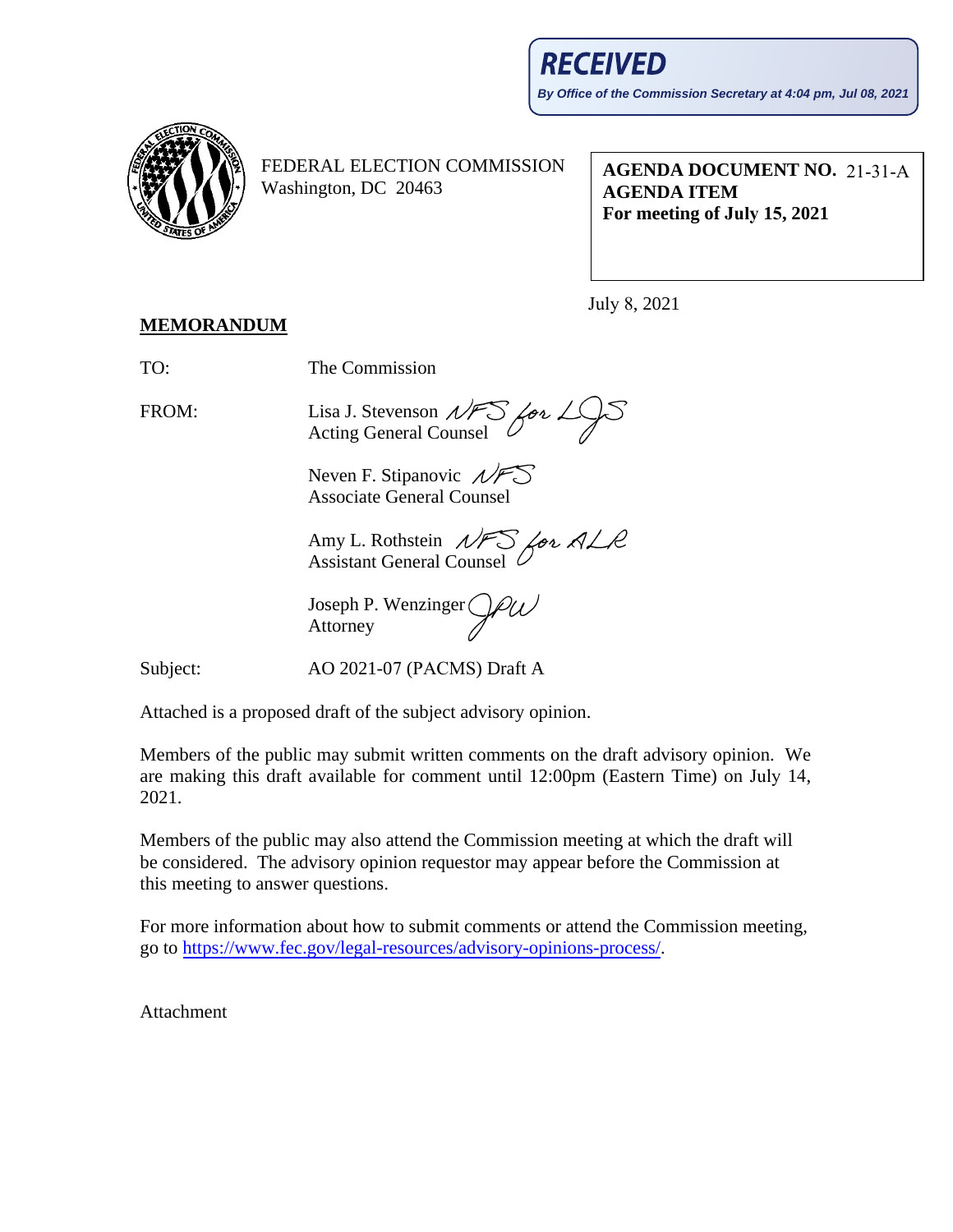**RECEIVED**

*By Office of the Commission Secretary at 4:04 pm, Jul 08, 2021*

FEDERAL ELECTION COMMISSION
Washington, DC 20463

**AGENDA DOCUMENT NO.** 21-31-A
**AGENDA ITEM**
**For meeting of July 15, 2021**

July 8, 2021

**MEMORANDUM**

TO: The Commission

FROM: Lisa J. Stevenson *NFS for LJS*
Acting General Counsel

Neven F. Stipanovic *NFS*
Associate General Counsel

Amy L. Rothstein *NFS for ALR*
Assistant General Counsel

Joseph P. Wenzinger *JPW*
Attorney

Subject: AO 2021-07 (PACMS) Draft A

Attached is a proposed draft of the subject advisory opinion.

Members of the public may submit written comments on the draft advisory opinion. We are making this draft available for comment until 12:00pm (Eastern Time) on July 14, 2021.

Members of the public may also attend the Commission meeting at which the draft will be considered. The advisory opinion requestor may appear before the Commission at this meeting to answer questions.

For more information about how to submit comments or attend the Commission meeting, go to https://www.fec.gov/legal-resources/advisory-opinions-process/.

Attachment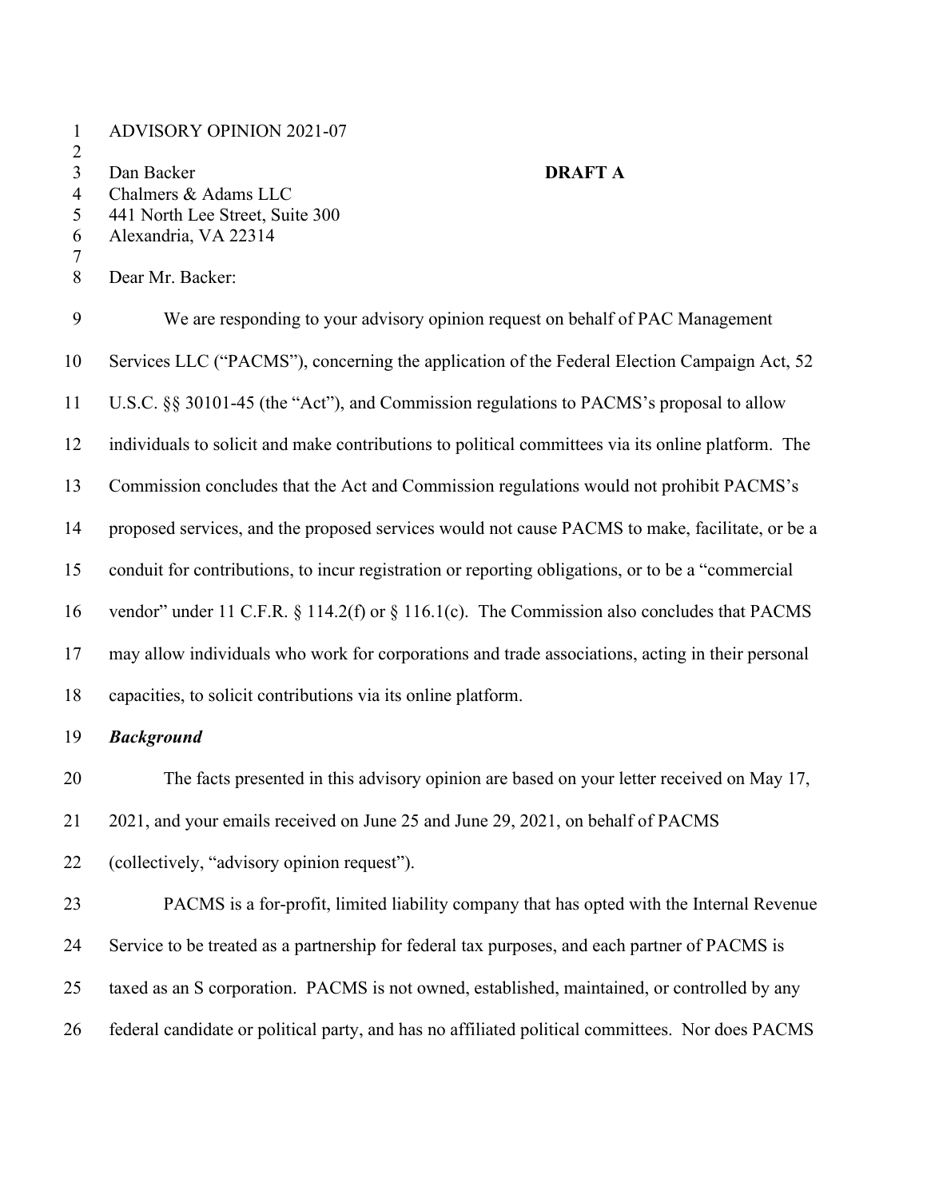ADVISORY OPINION 2021-07

Dan Backer
Chalmers & Adams LLC
441 North Lee Street, Suite 300
Alexandria, VA 22314

**DRAFT A**

Dear Mr. Backer:

We are responding to your advisory opinion request on behalf of PAC Management Services LLC ("PACMS"), concerning the application of the Federal Election Campaign Act, 52 U.S.C. §§ 30101-45 (the "Act"), and Commission regulations to PACMS's proposal to allow individuals to solicit and make contributions to political committees via its online platform. The Commission concludes that the Act and Commission regulations would not prohibit PACMS's proposed services, and the proposed services would not cause PACMS to make, facilitate, or be a conduit for contributions, to incur registration or reporting obligations, or to be a "commercial vendor" under 11 C.F.R. § 114.2(f) or § 116.1(c). The Commission also concludes that PACMS may allow individuals who work for corporations and trade associations, acting in their personal capacities, to solicit contributions via its online platform.

***Background***

The facts presented in this advisory opinion are based on your letter received on May 17, 2021, and your emails received on June 25 and June 29, 2021, on behalf of PACMS (collectively, "advisory opinion request").

PACMS is a for-profit, limited liability company that has opted with the Internal Revenue Service to be treated as a partnership for federal tax purposes, and each partner of PACMS is taxed as an S corporation. PACMS is not owned, established, maintained, or controlled by any federal candidate or political party, and has no affiliated political committees. Nor does PACMS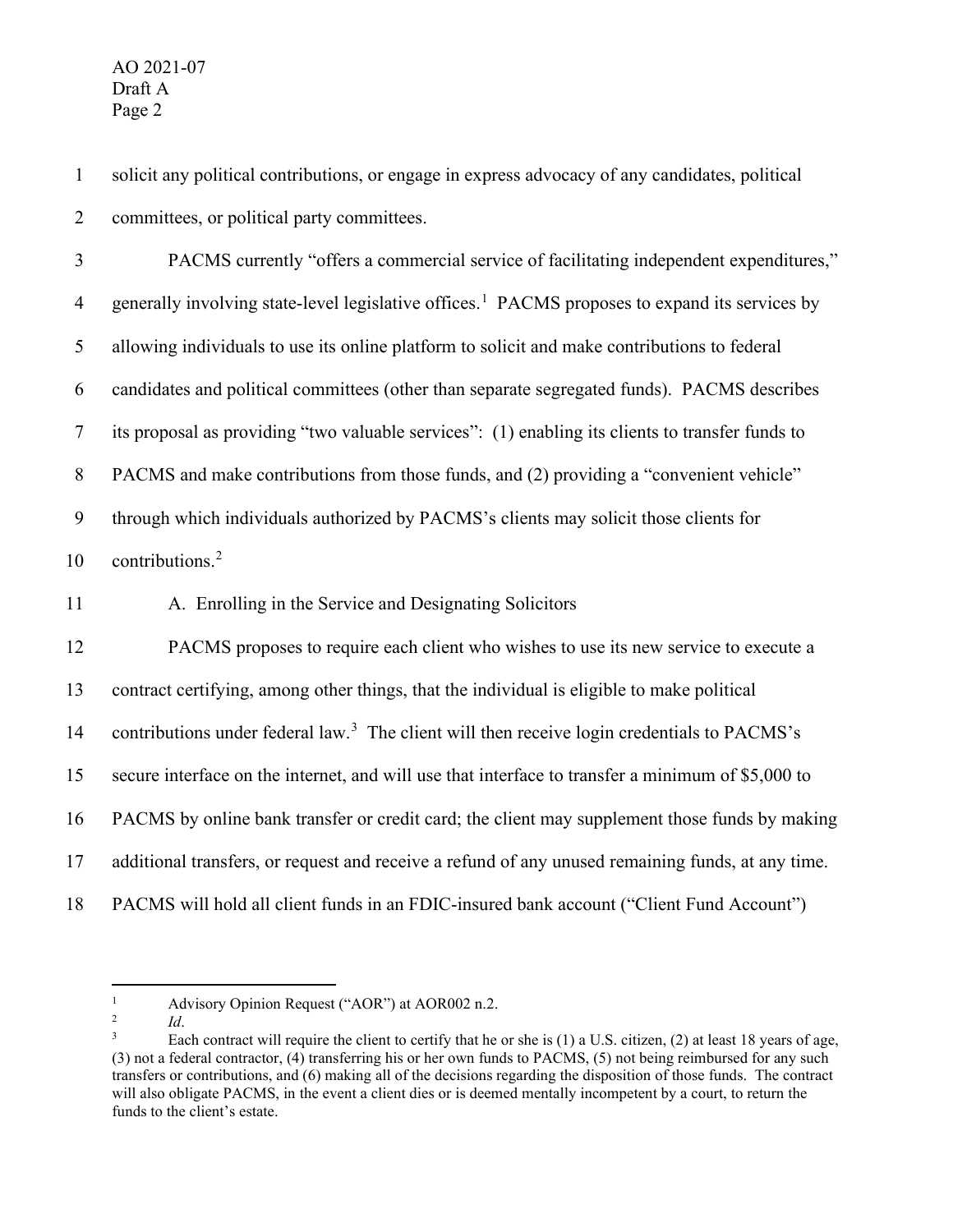solicit any political contributions, or engage in express advocacy of any candidates, political committees, or political party committees.

PACMS currently "offers a commercial service of facilitating independent expenditures," generally involving state-level legislative offices.[1] PACMS proposes to expand its services by allowing individuals to use its online platform to solicit and make contributions to federal candidates and political committees (other than separate segregated funds). PACMS describes its proposal as providing "two valuable services": (1) enabling its clients to transfer funds to PACMS and make contributions from those funds, and (2) providing a "convenient vehicle" through which individuals authorized by PACMS's clients may solicit those clients for contributions.[2]

A. Enrolling in the Service and Designating Solicitors

PACMS proposes to require each client who wishes to use its new service to execute a contract certifying, among other things, that the individual is eligible to make political contributions under federal law.[3] The client will then receive login credentials to PACMS's secure interface on the internet, and will use that interface to transfer a minimum of $5,000 to PACMS by online bank transfer or credit card; the client may supplement those funds by making additional transfers, or request and receive a refund of any unused remaining funds, at any time. PACMS will hold all client funds in an FDIC-insured bank account ("Client Fund Account")

---

[1] Advisory Opinion Request ("AOR") at AOR002 n.2.

[2] *Id*.

[3] Each contract will require the client to certify that he or she is (1) a U.S. citizen, (2) at least 18 years of age, (3) not a federal contractor, (4) transferring his or her own funds to PACMS, (5) not being reimbursed for any such transfers or contributions, and (6) making all of the decisions regarding the disposition of those funds. The contract will also obligate PACMS, in the event a client dies or is deemed mentally incompetent by a court, to return the funds to the client's estate.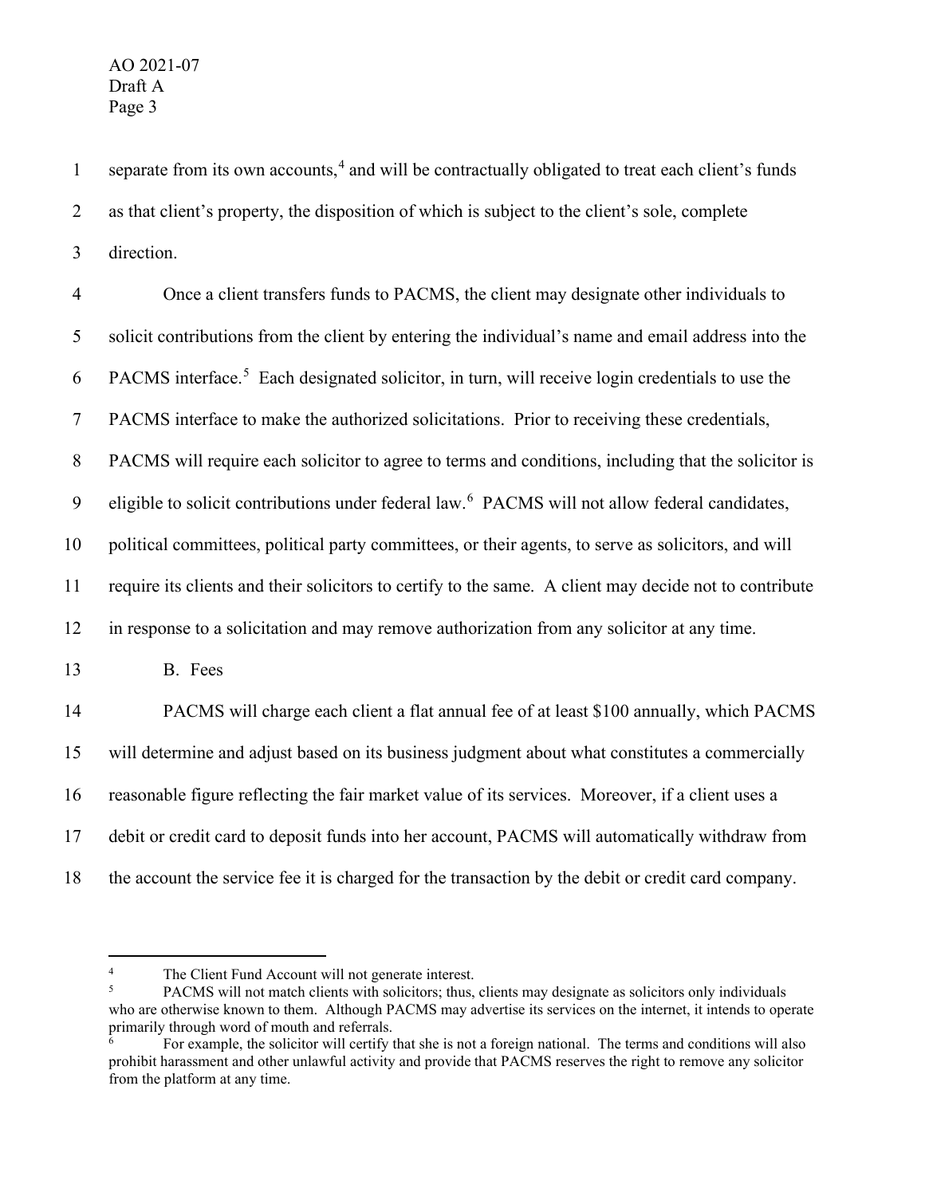separate from its own accounts,[4] and will be contractually obligated to treat each client's funds as that client's property, the disposition of which is subject to the client's sole, complete direction.

Once a client transfers funds to PACMS, the client may designate other individuals to solicit contributions from the client by entering the individual's name and email address into the PACMS interface.[5] Each designated solicitor, in turn, will receive login credentials to use the PACMS interface to make the authorized solicitations. Prior to receiving these credentials, PACMS will require each solicitor to agree to terms and conditions, including that the solicitor is eligible to solicit contributions under federal law.[6] PACMS will not allow federal candidates, political committees, political party committees, or their agents, to serve as solicitors, and will require its clients and their solicitors to certify to the same. A client may decide not to contribute in response to a solicitation and may remove authorization from any solicitor at any time.

B. Fees

PACMS will charge each client a flat annual fee of at least $100 annually, which PACMS will determine and adjust based on its business judgment about what constitutes a commercially reasonable figure reflecting the fair market value of its services. Moreover, if a client uses a debit or credit card to deposit funds into her account, PACMS will automatically withdraw from the account the service fee it is charged for the transaction by the debit or credit card company.

---

[4] The Client Fund Account will not generate interest.

[5] PACMS will not match clients with solicitors; thus, clients may designate as solicitors only individuals who are otherwise known to them. Although PACMS may advertise its services on the internet, it intends to operate primarily through word of mouth and referrals.

[6] For example, the solicitor will certify that she is not a foreign national. The terms and conditions will also prohibit harassment and other unlawful activity and provide that PACMS reserves the right to remove any solicitor from the platform at any time.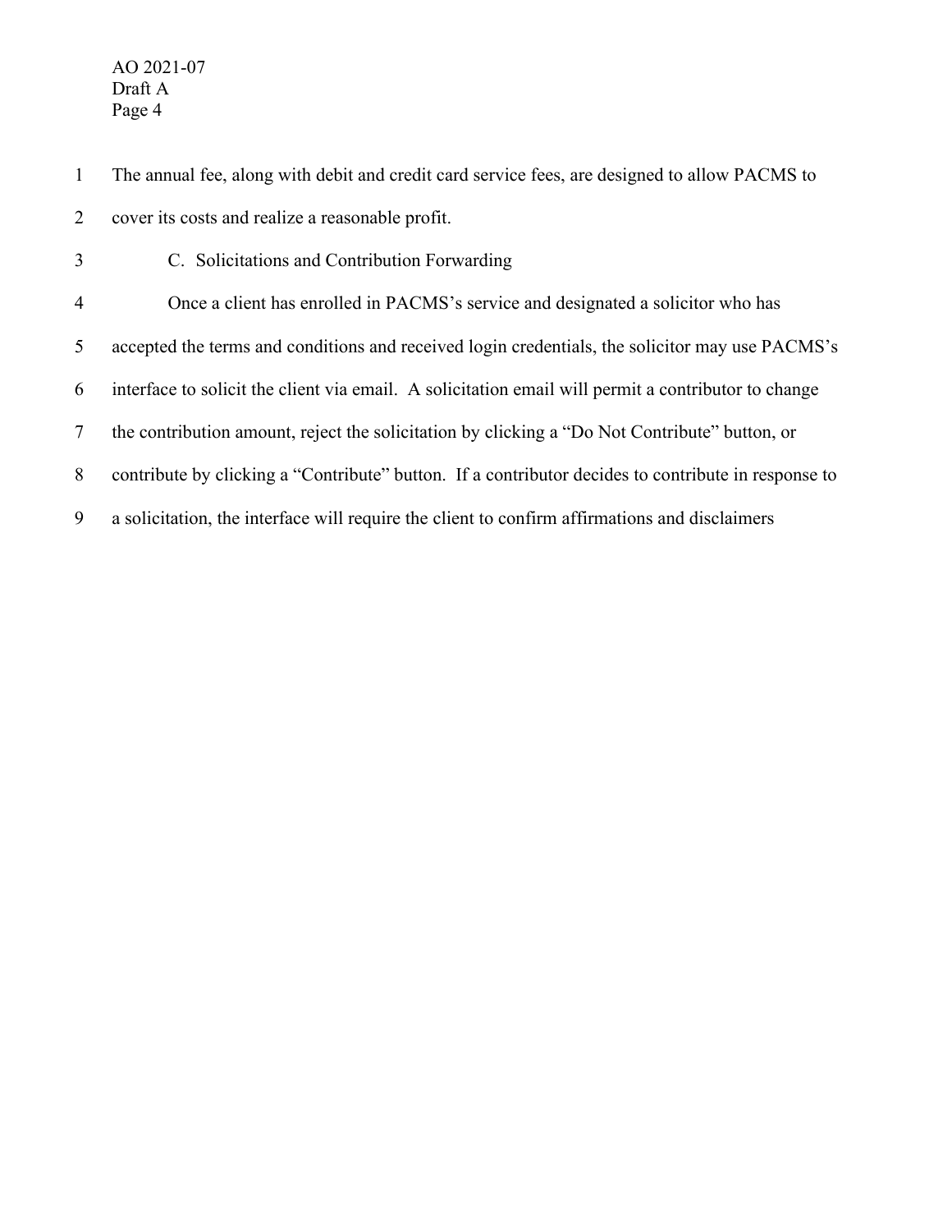The annual fee, along with debit and credit card service fees, are designed to allow PACMS to cover its costs and realize a reasonable profit.

C. Solicitations and Contribution Forwarding

Once a client has enrolled in PACMS's service and designated a solicitor who has accepted the terms and conditions and received login credentials, the solicitor may use PACMS's interface to solicit the client via email. A solicitation email will permit a contributor to change the contribution amount, reject the solicitation by clicking a "Do Not Contribute" button, or contribute by clicking a "Contribute" button. If a contributor decides to contribute in response to a solicitation, the interface will require the client to confirm affirmations and disclaimers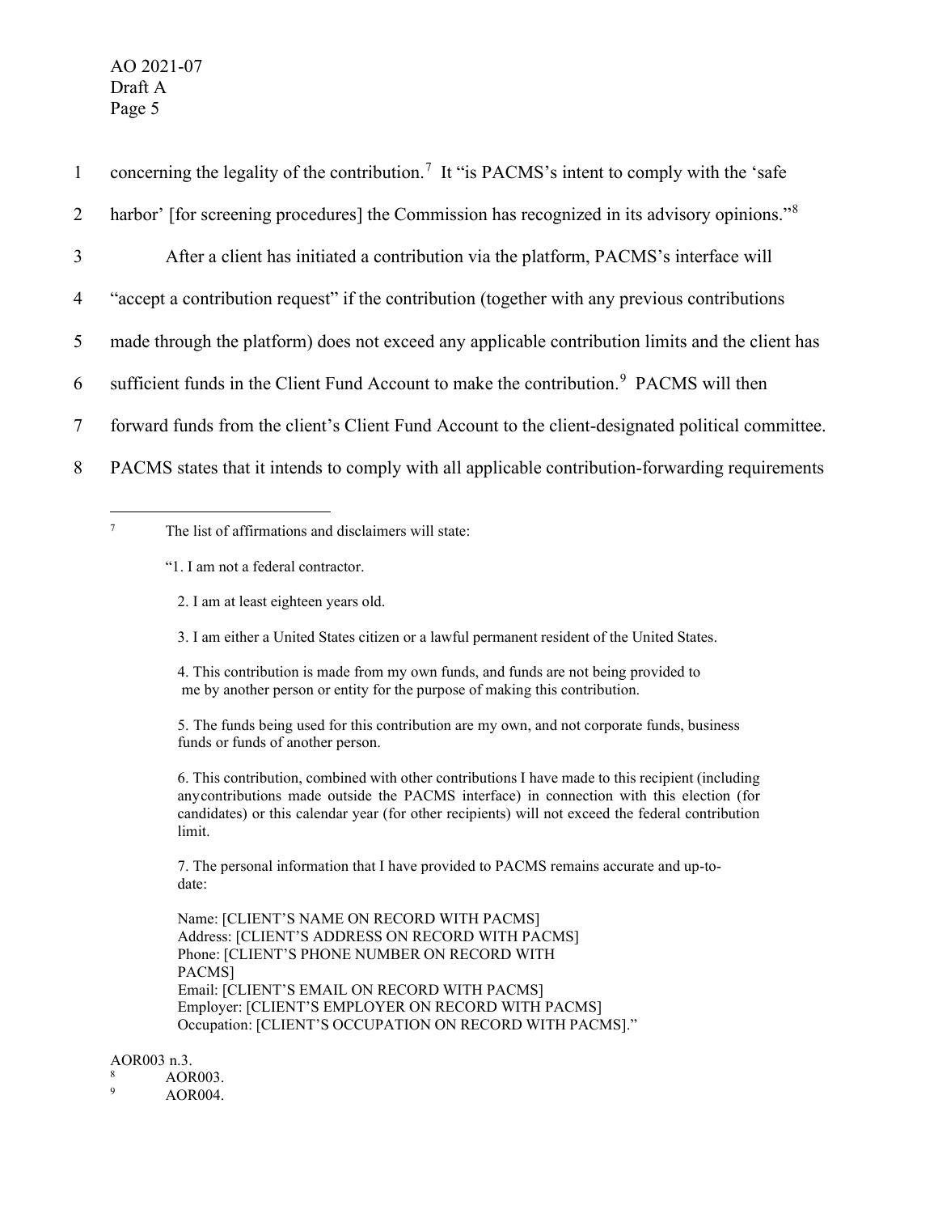concerning the legality of the contribution.[7] It "is PACMS's intent to comply with the 'safe harbor' [for screening procedures] the Commission has recognized in its advisory opinions."[8]

After a client has initiated a contribution via the platform, PACMS's interface will "accept a contribution request" if the contribution (together with any previous contributions made through the platform) does not exceed any applicable contribution limits and the client has sufficient funds in the Client Fund Account to make the contribution.[9] PACMS will then forward funds from the client's Client Fund Account to the client-designated political committee. PACMS states that it intends to comply with all applicable contribution-forwarding requirements

---

[7] The list of affirmations and disclaimers will state:

> "1. I am not a federal contractor.
>
> 2. I am at least eighteen years old.
>
> 3. I am either a United States citizen or a lawful permanent resident of the United States.
>
> 4. This contribution is made from my own funds, and funds are not being provided to me by another person or entity for the purpose of making this contribution.
>
> 5. The funds being used for this contribution are my own, and not corporate funds, business funds or funds of another person.
>
> 6. This contribution, combined with other contributions I have made to this recipient (including anycontributions made outside the PACMS interface) in connection with this election (for candidates) or this calendar year (for other recipients) will not exceed the federal contribution limit.
>
> 7. The personal information that I have provided to PACMS remains accurate and up-to-date:
>
> Name: [CLIENT'S NAME ON RECORD WITH PACMS]
> Address: [CLIENT'S ADDRESS ON RECORD WITH PACMS]
> Phone: [CLIENT'S PHONE NUMBER ON RECORD WITH PACMS]
> Email: [CLIENT'S EMAIL ON RECORD WITH PACMS]
> Employer: [CLIENT'S EMPLOYER ON RECORD WITH PACMS]
> Occupation: [CLIENT'S OCCUPATION ON RECORD WITH PACMS]."

AOR003 n.3.

[8] AOR003.

[9] AOR004.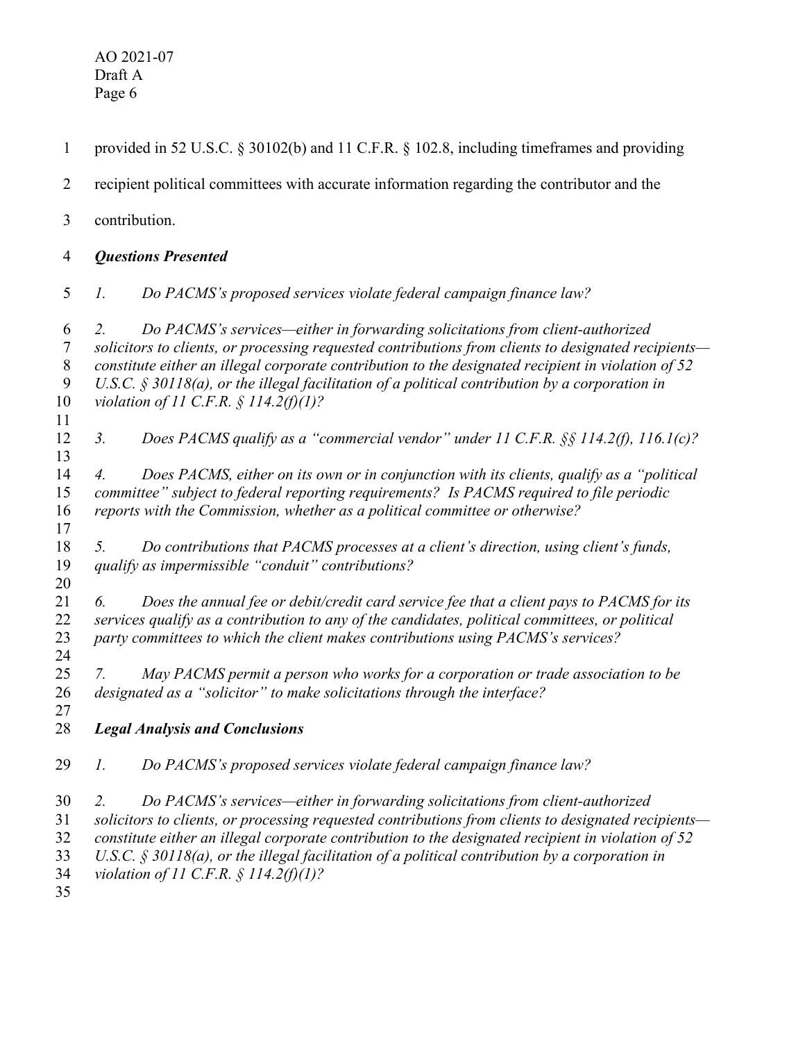provided in 52 U.S.C. § 30102(b) and 11 C.F.R. § 102.8, including timeframes and providing recipient political committees with accurate information regarding the contributor and the contribution.

### *Questions Presented*

*1. Do PACMS's proposed services violate federal campaign finance law?*

*2. Do PACMS's services—either in forwarding solicitations from client-authorized solicitors to clients, or processing requested contributions from clients to designated recipients—constitute either an illegal corporate contribution to the designated recipient in violation of 52 U.S.C. § 30118(a), or the illegal facilitation of a political contribution by a corporation in violation of 11 C.F.R. § 114.2(f)(1)?*

*3. Does PACMS qualify as a "commercial vendor" under 11 C.F.R. §§ 114.2(f), 116.1(c)?*

*4. Does PACMS, either on its own or in conjunction with its clients, qualify as a "political committee" subject to federal reporting requirements? Is PACMS required to file periodic reports with the Commission, whether as a political committee or otherwise?*

*5. Do contributions that PACMS processes at a client's direction, using client's funds, qualify as impermissible "conduit" contributions?*

*6. Does the annual fee or debit/credit card service fee that a client pays to PACMS for its services qualify as a contribution to any of the candidates, political committees, or political party committees to which the client makes contributions using PACMS's services?*

*7. May PACMS permit a person who works for a corporation or trade association to be designated as a "solicitor" to make solicitations through the interface?*

### *Legal Analysis and Conclusions*

*1. Do PACMS's proposed services violate federal campaign finance law?*

*2. Do PACMS's services—either in forwarding solicitations from client-authorized solicitors to clients, or processing requested contributions from clients to designated recipients—constitute either an illegal corporate contribution to the designated recipient in violation of 52 U.S.C. § 30118(a), or the illegal facilitation of a political contribution by a corporation in violation of 11 C.F.R. § 114.2(f)(1)?*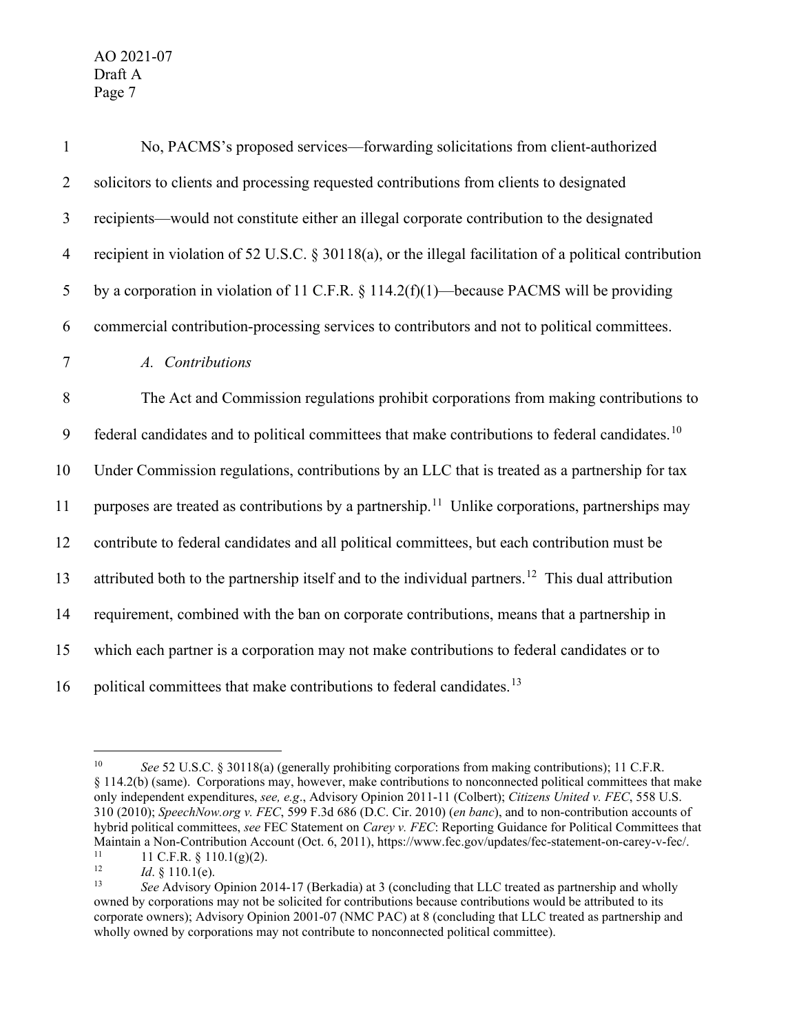No, PACMS's proposed services—forwarding solicitations from client-authorized solicitors to clients and processing requested contributions from clients to designated recipients—would not constitute either an illegal corporate contribution to the designated recipient in violation of 52 U.S.C. § 30118(a), or the illegal facilitation of a political contribution by a corporation in violation of 11 C.F.R. § 114.2(f)(1)—because PACMS will be providing commercial contribution-processing services to contributors and not to political committees.

*A. Contributions*

The Act and Commission regulations prohibit corporations from making contributions to federal candidates and to political committees that make contributions to federal candidates.[10] Under Commission regulations, contributions by an LLC that is treated as a partnership for tax purposes are treated as contributions by a partnership.[11] Unlike corporations, partnerships may contribute to federal candidates and all political committees, but each contribution must be attributed both to the partnership itself and to the individual partners.[12] This dual attribution requirement, combined with the ban on corporate contributions, means that a partnership in which each partner is a corporation may not make contributions to federal candidates or to political committees that make contributions to federal candidates.[13]

---

[10] *See* 52 U.S.C. § 30118(a) (generally prohibiting corporations from making contributions); 11 C.F.R. § 114.2(b) (same). Corporations may, however, make contributions to nonconnected political committees that make only independent expenditures, *see, e.g*., Advisory Opinion 2011-11 (Colbert); *Citizens United v. FEC*, 558 U.S. 310 (2010); *SpeechNow.org v. FEC*, 599 F.3d 686 (D.C. Cir. 2010) (*en banc*), and to non-contribution accounts of hybrid political committees, *see* FEC Statement on *Carey v. FEC*: Reporting Guidance for Political Committees that Maintain a Non-Contribution Account (Oct. 6, 2011), https://www.fec.gov/updates/fec-statement-on-carey-v-fec/.

[11] 11 C.F.R. § 110.1(g)(2).

[12] *Id*. § 110.1(e).

[13] *See* Advisory Opinion 2014-17 (Berkadia) at 3 (concluding that LLC treated as partnership and wholly owned by corporations may not be solicited for contributions because contributions would be attributed to its corporate owners); Advisory Opinion 2001-07 (NMC PAC) at 8 (concluding that LLC treated as partnership and wholly owned by corporations may not contribute to nonconnected political committee).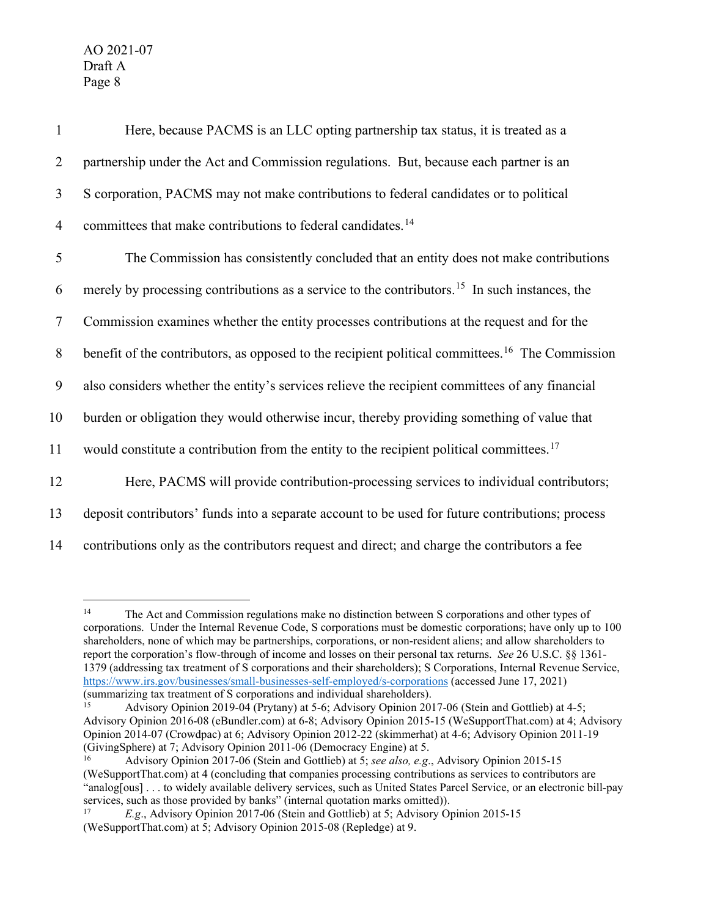Here, because PACMS is an LLC opting partnership tax status, it is treated as a partnership under the Act and Commission regulations. But, because each partner is an S corporation, PACMS may not make contributions to federal candidates or to political committees that make contributions to federal candidates.[14]

The Commission has consistently concluded that an entity does not make contributions merely by processing contributions as a service to the contributors.[15] In such instances, the Commission examines whether the entity processes contributions at the request and for the benefit of the contributors, as opposed to the recipient political committees.[16] The Commission also considers whether the entity's services relieve the recipient committees of any financial burden or obligation they would otherwise incur, thereby providing something of value that would constitute a contribution from the entity to the recipient political committees.[17]

Here, PACMS will provide contribution-processing services to individual contributors; deposit contributors' funds into a separate account to be used for future contributions; process contributions only as the contributors request and direct; and charge the contributors a fee

---

[14] The Act and Commission regulations make no distinction between S corporations and other types of corporations. Under the Internal Revenue Code, S corporations must be domestic corporations; have only up to 100 shareholders, none of which may be partnerships, corporations, or non-resident aliens; and allow shareholders to report the corporation's flow-through of income and losses on their personal tax returns. *See* 26 U.S.C. §§ 1361-1379 (addressing tax treatment of S corporations and their shareholders); S Corporations, Internal Revenue Service, https://www.irs.gov/businesses/small-businesses-self-employed/s-corporations (accessed June 17, 2021) (summarizing tax treatment of S corporations and individual shareholders).

[15] Advisory Opinion 2019-04 (Prytany) at 5-6; Advisory Opinion 2017-06 (Stein and Gottlieb) at 4-5; Advisory Opinion 2016-08 (eBundler.com) at 6-8; Advisory Opinion 2015-15 (WeSupportThat.com) at 4; Advisory Opinion 2014-07 (Crowdpac) at 6; Advisory Opinion 2012-22 (skimmerhat) at 4-6; Advisory Opinion 2011-19 (GivingSphere) at 7; Advisory Opinion 2011-06 (Democracy Engine) at 5.

[16] Advisory Opinion 2017-06 (Stein and Gottlieb) at 5; *see also, e.g.*, Advisory Opinion 2015-15 (WeSupportThat.com) at 4 (concluding that companies processing contributions as services to contributors are "analog[ous] . . . to widely available delivery services, such as United States Parcel Service, or an electronic bill-pay services, such as those provided by banks" (internal quotation marks omitted)).

[17] *E.g.*, Advisory Opinion 2017-06 (Stein and Gottlieb) at 5; Advisory Opinion 2015-15 (WeSupportThat.com) at 5; Advisory Opinion 2015-08 (Repledge) at 9.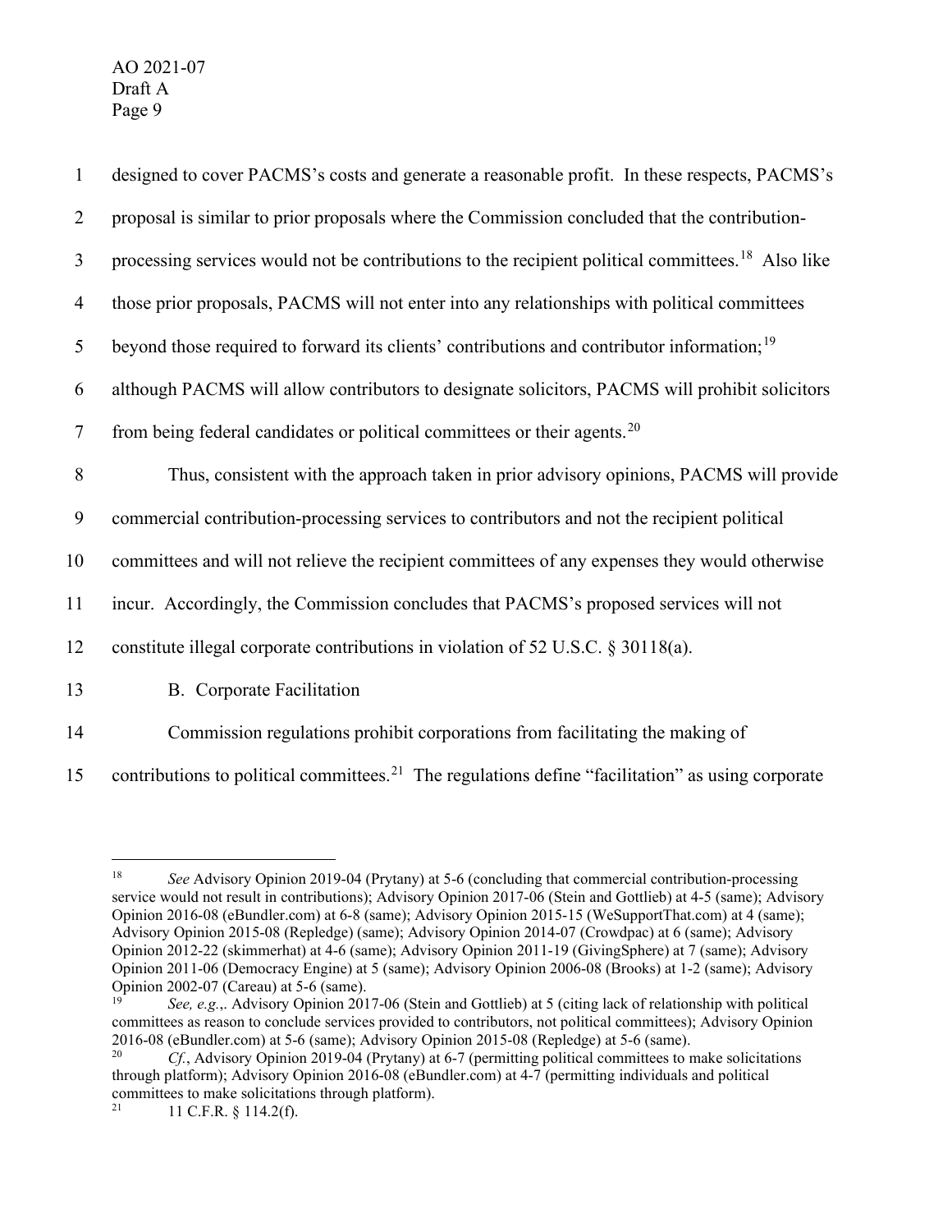designed to cover PACMS's costs and generate a reasonable profit. In these respects, PACMS's proposal is similar to prior proposals where the Commission concluded that the contribution-processing services would not be contributions to the recipient political committees.[18] Also like those prior proposals, PACMS will not enter into any relationships with political committees beyond those required to forward its clients' contributions and contributor information;[19] although PACMS will allow contributors to designate solicitors, PACMS will prohibit solicitors from being federal candidates or political committees or their agents.[20]

Thus, consistent with the approach taken in prior advisory opinions, PACMS will provide commercial contribution-processing services to contributors and not the recipient political committees and will not relieve the recipient committees of any expenses they would otherwise incur. Accordingly, the Commission concludes that PACMS's proposed services will not constitute illegal corporate contributions in violation of 52 U.S.C. § 30118(a).

### B. Corporate Facilitation

Commission regulations prohibit corporations from facilitating the making of contributions to political committees.[21] The regulations define "facilitation" as using corporate

---

[18] *See* Advisory Opinion 2019-04 (Prytany) at 5-6 (concluding that commercial contribution-processing service would not result in contributions); Advisory Opinion 2017-06 (Stein and Gottlieb) at 4-5 (same); Advisory Opinion 2016-08 (eBundler.com) at 6-8 (same); Advisory Opinion 2015-15 (WeSupportThat.com) at 4 (same); Advisory Opinion 2015-08 (Repledge) (same); Advisory Opinion 2014-07 (Crowdpac) at 6 (same); Advisory Opinion 2012-22 (skimmerhat) at 4-6 (same); Advisory Opinion 2011-19 (GivingSphere) at 7 (same); Advisory Opinion 2011-06 (Democracy Engine) at 5 (same); Advisory Opinion 2006-08 (Brooks) at 1-2 (same); Advisory Opinion 2002-07 (Careau) at 5-6 (same).

[19] *See, e.g.*,. Advisory Opinion 2017-06 (Stein and Gottlieb) at 5 (citing lack of relationship with political committees as reason to conclude services provided to contributors, not political committees); Advisory Opinion 2016-08 (eBundler.com) at 5-6 (same); Advisory Opinion 2015-08 (Repledge) at 5-6 (same).

[20] *Cf.*, Advisory Opinion 2019-04 (Prytany) at 6-7 (permitting political committees to make solicitations through platform); Advisory Opinion 2016-08 (eBundler.com) at 4-7 (permitting individuals and political committees to make solicitations through platform).

[21] 11 C.F.R. § 114.2(f).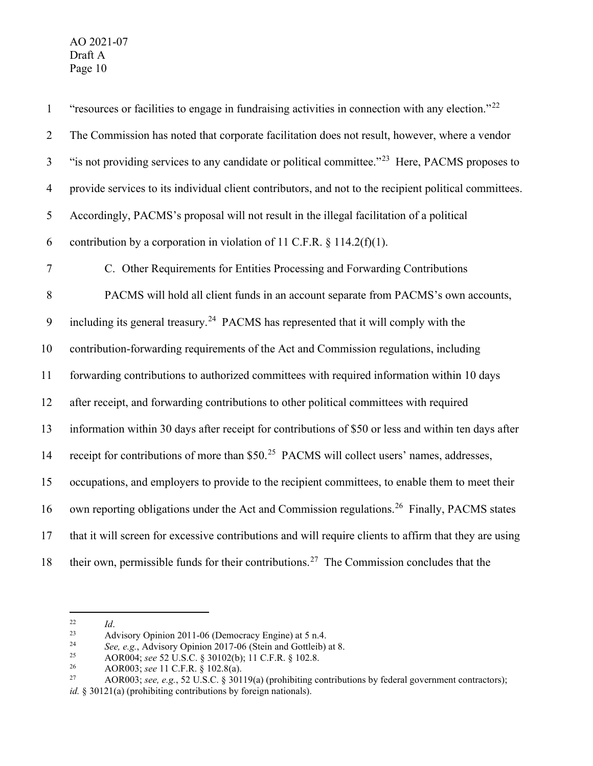"resources or facilities to engage in fundraising activities in connection with any election."[22] The Commission has noted that corporate facilitation does not result, however, where a vendor "is not providing services to any candidate or political committee."[23] Here, PACMS proposes to provide services to its individual client contributors, and not to the recipient political committees. Accordingly, PACMS's proposal will not result in the illegal facilitation of a political contribution by a corporation in violation of 11 C.F.R. § 114.2(f)(1).

C. Other Requirements for Entities Processing and Forwarding Contributions

PACMS will hold all client funds in an account separate from PACMS's own accounts, including its general treasury.[24] PACMS has represented that it will comply with the contribution-forwarding requirements of the Act and Commission regulations, including forwarding contributions to authorized committees with required information within 10 days after receipt, and forwarding contributions to other political committees with required information within 30 days after receipt for contributions of $50 or less and within ten days after receipt for contributions of more than $50.[25] PACMS will collect users' names, addresses, occupations, and employers to provide to the recipient committees, to enable them to meet their own reporting obligations under the Act and Commission regulations.[26] Finally, PACMS states that it will screen for excessive contributions and will require clients to affirm that they are using their own, permissible funds for their contributions.[27] The Commission concludes that the

---

[22] *Id*.

[23] Advisory Opinion 2011-06 (Democracy Engine) at 5 n.4.

[24] *See, e.g.*, Advisory Opinion 2017-06 (Stein and Gottleib) at 8.

[25] AOR004; *see* 52 U.S.C. § 30102(b); 11 C.F.R. § 102.8.

[26] AOR003; *see* 11 C.F.R. § 102.8(a).

[27] AOR003; *see, e.g.*, 52 U.S.C. § 30119(a) (prohibiting contributions by federal government contractors); *id.* § 30121(a) (prohibiting contributions by foreign nationals).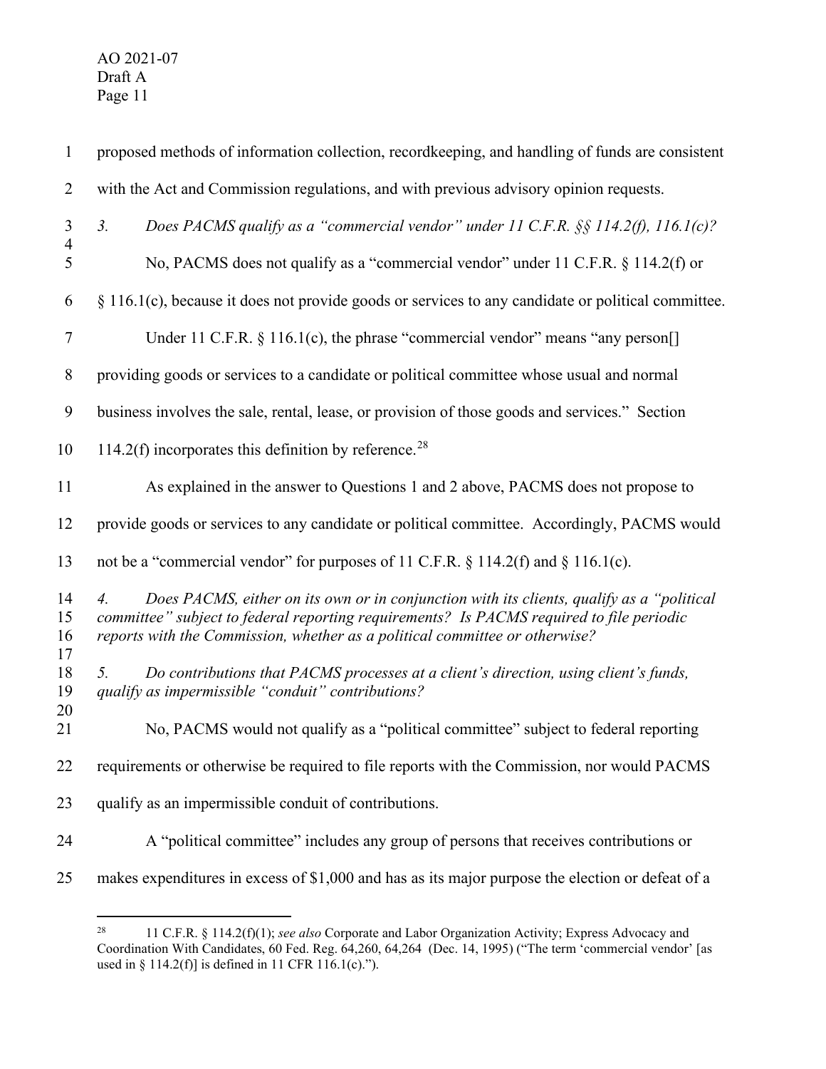proposed methods of information collection, recordkeeping, and handling of funds are consistent with the Act and Commission regulations, and with previous advisory opinion requests.

*3. Does PACMS qualify as a "commercial vendor" under 11 C.F.R. §§ 114.2(f), 116.1(c)?*

No, PACMS does not qualify as a "commercial vendor" under 11 C.F.R. § 114.2(f) or § 116.1(c), because it does not provide goods or services to any candidate or political committee.

Under 11 C.F.R. § 116.1(c), the phrase "commercial vendor" means "any person[] providing goods or services to a candidate or political committee whose usual and normal business involves the sale, rental, lease, or provision of those goods and services." Section 114.2(f) incorporates this definition by reference.[28]

As explained in the answer to Questions 1 and 2 above, PACMS does not propose to provide goods or services to any candidate or political committee. Accordingly, PACMS would not be a "commercial vendor" for purposes of 11 C.F.R. § 114.2(f) and § 116.1(c).

*4. Does PACMS, either on its own or in conjunction with its clients, qualify as a "political committee" subject to federal reporting requirements? Is PACMS required to file periodic reports with the Commission, whether as a political committee or otherwise?*

*5. Do contributions that PACMS processes at a client's direction, using client's funds, qualify as impermissible "conduit" contributions?*

No, PACMS would not qualify as a "political committee" subject to federal reporting requirements or otherwise be required to file reports with the Commission, nor would PACMS qualify as an impermissible conduit of contributions.

A "political committee" includes any group of persons that receives contributions or makes expenditures in excess of $1,000 and has as its major purpose the election or defeat of a

---

[28] 11 C.F.R. § 114.2(f)(1); *see also* Corporate and Labor Organization Activity; Express Advocacy and Coordination With Candidates, 60 Fed. Reg. 64,260, 64,264 (Dec. 14, 1995) ("The term 'commercial vendor' [as used in § 114.2(f)] is defined in 11 CFR 116.1(c).").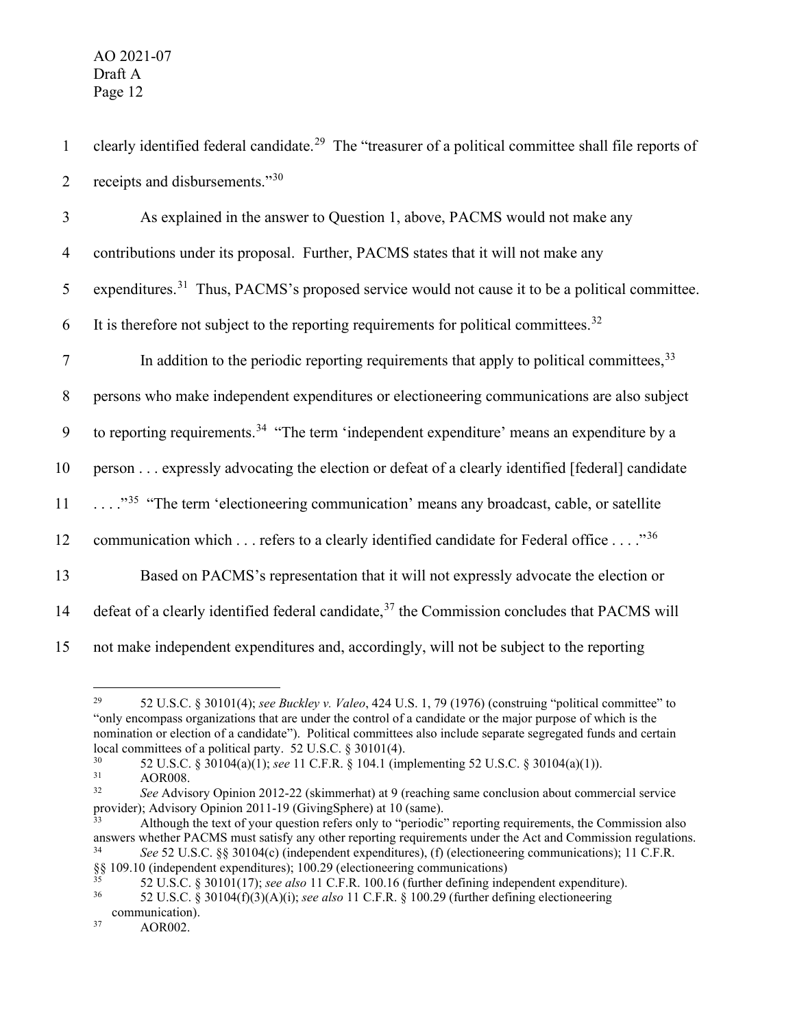clearly identified federal candidate.[29] The "treasurer of a political committee shall file reports of receipts and disbursements."[30]

As explained in the answer to Question 1, above, PACMS would not make any contributions under its proposal. Further, PACMS states that it will not make any expenditures.[31] Thus, PACMS's proposed service would not cause it to be a political committee. It is therefore not subject to the reporting requirements for political committees.[32]

In addition to the periodic reporting requirements that apply to political committees,[33] persons who make independent expenditures or electioneering communications are also subject to reporting requirements.[34] "The term 'independent expenditure' means an expenditure by a person . . . expressly advocating the election or defeat of a clearly identified [federal] candidate . . . ."[35] "The term 'electioneering communication' means any broadcast, cable, or satellite communication which . . . refers to a clearly identified candidate for Federal office . . . ."[36]

Based on PACMS's representation that it will not expressly advocate the election or defeat of a clearly identified federal candidate,[37] the Commission concludes that PACMS will not make independent expenditures and, accordingly, will not be subject to the reporting

---

[29] 52 U.S.C. § 30101(4); *see Buckley v. Valeo*, 424 U.S. 1, 79 (1976) (construing "political committee" to "only encompass organizations that are under the control of a candidate or the major purpose of which is the nomination or election of a candidate"). Political committees also include separate segregated funds and certain local committees of a political party. 52 U.S.C. § 30101(4).

[30] 52 U.S.C. § 30104(a)(1); *see* 11 C.F.R. § 104.1 (implementing 52 U.S.C. § 30104(a)(1)).

[31] AOR008.

[32] *See* Advisory Opinion 2012-22 (skimmerhat) at 9 (reaching same conclusion about commercial service provider); Advisory Opinion 2011-19 (GivingSphere) at 10 (same).

[33] Although the text of your question refers only to "periodic" reporting requirements, the Commission also answers whether PACMS must satisfy any other reporting requirements under the Act and Commission regulations.

[34] *See* 52 U.S.C. §§ 30104(c) (independent expenditures), (f) (electioneering communications); 11 C.F.R. §§ 109.10 (independent expenditures); 100.29 (electioneering communications)

[35] 52 U.S.C. § 30101(17); *see also* 11 C.F.R. 100.16 (further defining independent expenditure).

[36] 52 U.S.C. § 30104(f)(3)(A)(i); *see also* 11 C.F.R. § 100.29 (further defining electioneering communication).

[37] AOR002.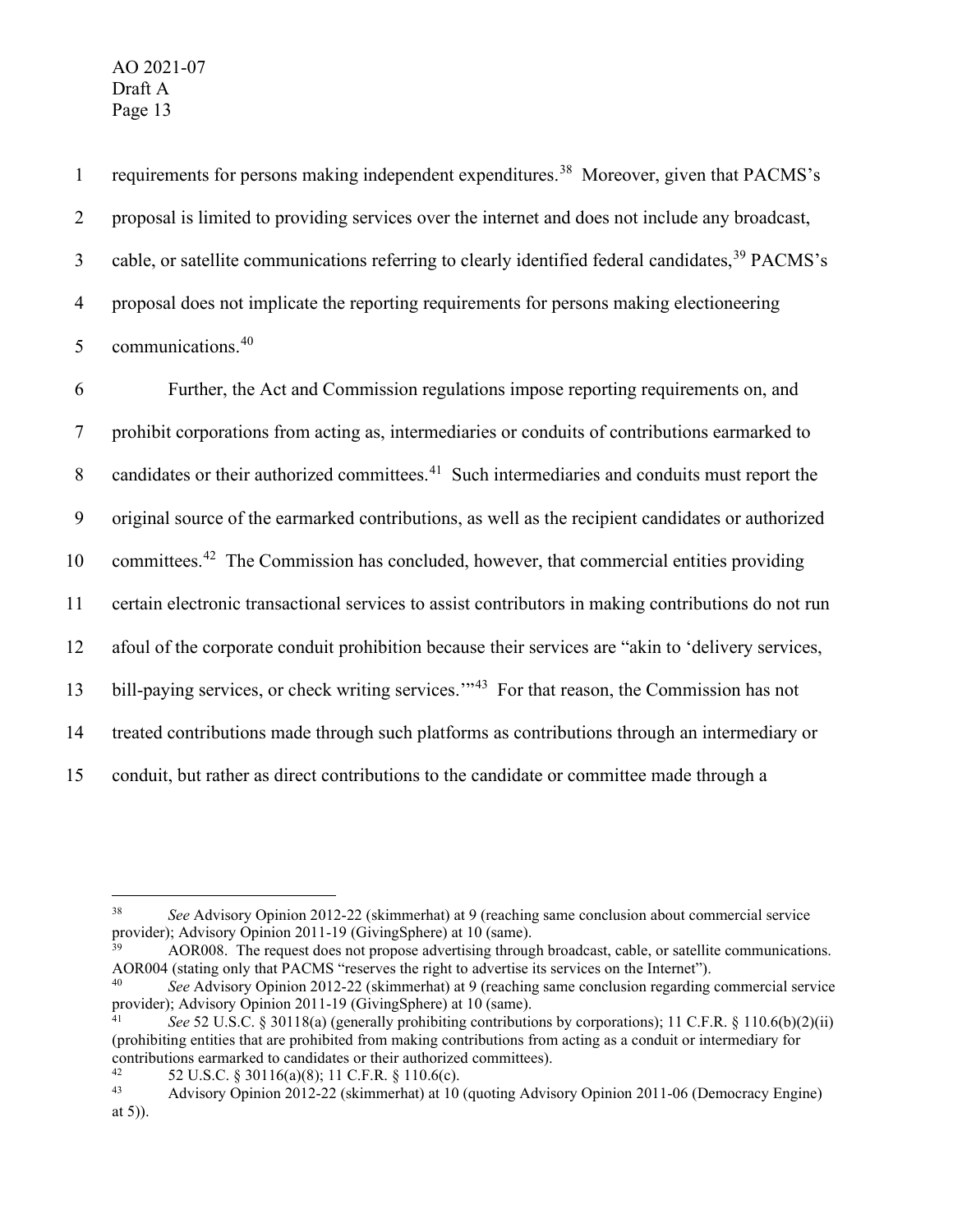requirements for persons making independent expenditures.[38] Moreover, given that PACMS's proposal is limited to providing services over the internet and does not include any broadcast, cable, or satellite communications referring to clearly identified federal candidates,[39] PACMS's proposal does not implicate the reporting requirements for persons making electioneering communications.[40]

Further, the Act and Commission regulations impose reporting requirements on, and prohibit corporations from acting as, intermediaries or conduits of contributions earmarked to candidates or their authorized committees.[41] Such intermediaries and conduits must report the original source of the earmarked contributions, as well as the recipient candidates or authorized committees.[42] The Commission has concluded, however, that commercial entities providing certain electronic transactional services to assist contributors in making contributions do not run afoul of the corporate conduit prohibition because their services are "akin to 'delivery services, bill-paying services, or check writing services.'"[43] For that reason, the Commission has not treated contributions made through such platforms as contributions through an intermediary or conduit, but rather as direct contributions to the candidate or committee made through a

---

[38] *See* Advisory Opinion 2012-22 (skimmerhat) at 9 (reaching same conclusion about commercial service provider); Advisory Opinion 2011-19 (GivingSphere) at 10 (same).

[39] AOR008. The request does not propose advertising through broadcast, cable, or satellite communications. AOR004 (stating only that PACMS "reserves the right to advertise its services on the Internet").

[40] *See* Advisory Opinion 2012-22 (skimmerhat) at 9 (reaching same conclusion regarding commercial service provider); Advisory Opinion 2011-19 (GivingSphere) at 10 (same).

[41] *See* 52 U.S.C. § 30118(a) (generally prohibiting contributions by corporations); 11 C.F.R. § 110.6(b)(2)(ii) (prohibiting entities that are prohibited from making contributions from acting as a conduit or intermediary for contributions earmarked to candidates or their authorized committees).

[42] 52 U.S.C. § 30116(a)(8); 11 C.F.R. § 110.6(c).

[43] Advisory Opinion 2012-22 (skimmerhat) at 10 (quoting Advisory Opinion 2011-06 (Democracy Engine) at 5)).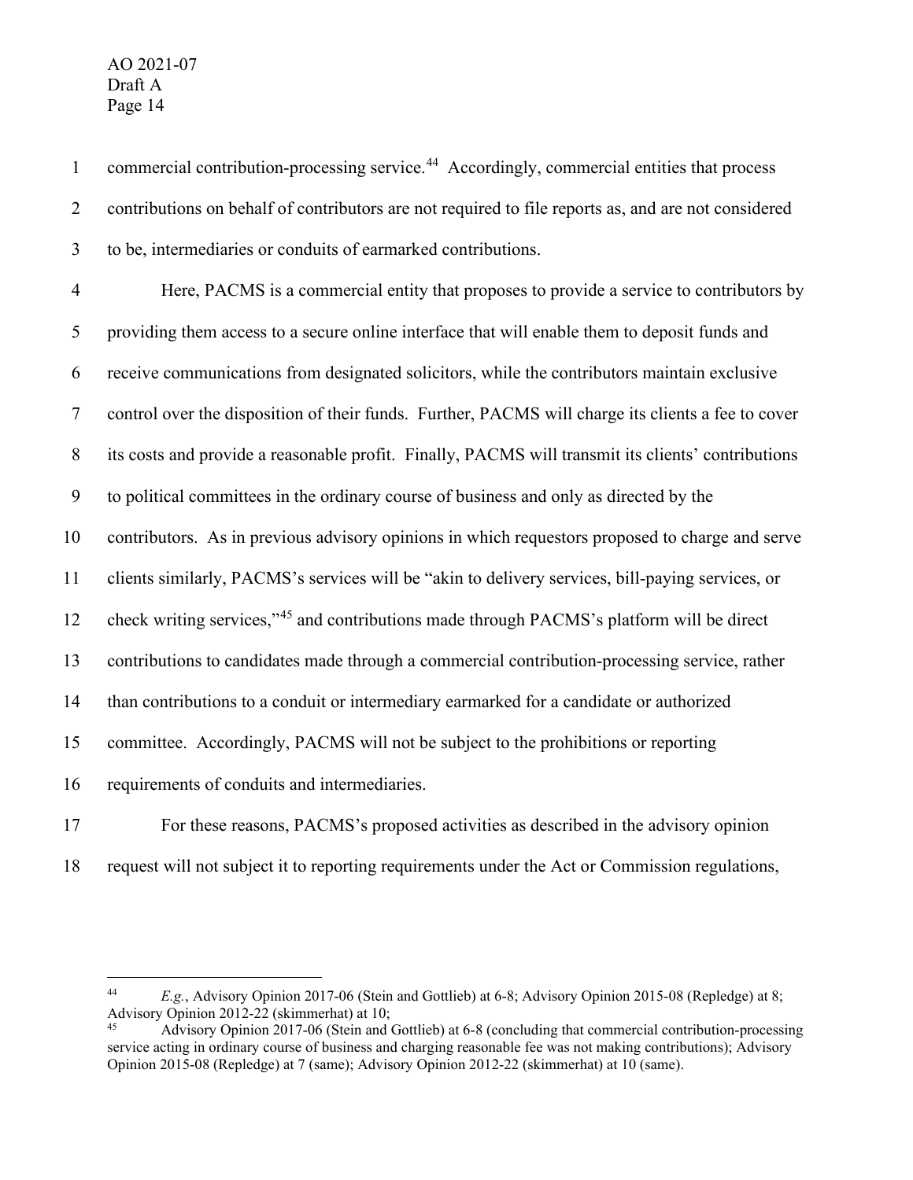commercial contribution-processing service.[44] Accordingly, commercial entities that process contributions on behalf of contributors are not required to file reports as, and are not considered to be, intermediaries or conduits of earmarked contributions.

Here, PACMS is a commercial entity that proposes to provide a service to contributors by providing them access to a secure online interface that will enable them to deposit funds and receive communications from designated solicitors, while the contributors maintain exclusive control over the disposition of their funds. Further, PACMS will charge its clients a fee to cover its costs and provide a reasonable profit. Finally, PACMS will transmit its clients' contributions to political committees in the ordinary course of business and only as directed by the contributors. As in previous advisory opinions in which requestors proposed to charge and serve clients similarly, PACMS's services will be "akin to delivery services, bill-paying services, or check writing services,"[45] and contributions made through PACMS's platform will be direct contributions to candidates made through a commercial contribution-processing service, rather than contributions to a conduit or intermediary earmarked for a candidate or authorized committee. Accordingly, PACMS will not be subject to the prohibitions or reporting requirements of conduits and intermediaries.

For these reasons, PACMS's proposed activities as described in the advisory opinion request will not subject it to reporting requirements under the Act or Commission regulations,

---

[44] *E.g.*, Advisory Opinion 2017-06 (Stein and Gottlieb) at 6-8; Advisory Opinion 2015-08 (Repledge) at 8; Advisory Opinion 2012-22 (skimmerhat) at 10;

[45] Advisory Opinion 2017-06 (Stein and Gottlieb) at 6-8 (concluding that commercial contribution-processing service acting in ordinary course of business and charging reasonable fee was not making contributions); Advisory Opinion 2015-08 (Repledge) at 7 (same); Advisory Opinion 2012-22 (skimmerhat) at 10 (same).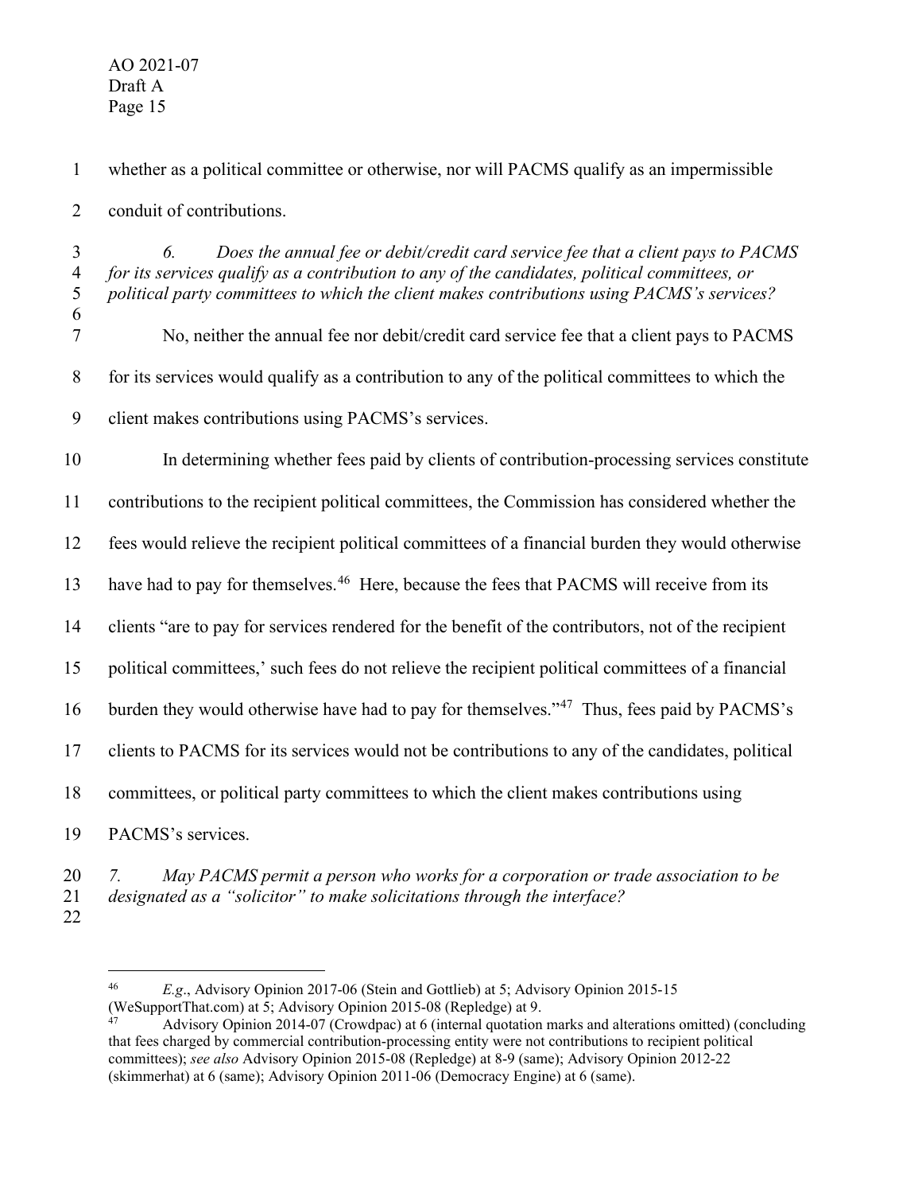whether as a political committee or otherwise, nor will PACMS qualify as an impermissible conduit of contributions.

*6. Does the annual fee or debit/credit card service fee that a client pays to PACMS for its services qualify as a contribution to any of the candidates, political committees, or political party committees to which the client makes contributions using PACMS's services?*

No, neither the annual fee nor debit/credit card service fee that a client pays to PACMS for its services would qualify as a contribution to any of the political committees to which the client makes contributions using PACMS's services.

In determining whether fees paid by clients of contribution-processing services constitute contributions to the recipient political committees, the Commission has considered whether the fees would relieve the recipient political committees of a financial burden they would otherwise have had to pay for themselves.[46] Here, because the fees that PACMS will receive from its clients "are to pay for services rendered for the benefit of the contributors, not of the recipient political committees,' such fees do not relieve the recipient political committees of a financial burden they would otherwise have had to pay for themselves."[47] Thus, fees paid by PACMS's clients to PACMS for its services would not be contributions to any of the candidates, political committees, or political party committees to which the client makes contributions using PACMS's services.

*7. May PACMS permit a person who works for a corporation or trade association to be designated as a "solicitor" to make solicitations through the interface?*

---

[46] *E.g.*, Advisory Opinion 2017-06 (Stein and Gottlieb) at 5; Advisory Opinion 2015-15 (WeSupportThat.com) at 5; Advisory Opinion 2015-08 (Repledge) at 9.

[47] Advisory Opinion 2014-07 (Crowdpac) at 6 (internal quotation marks and alterations omitted) (concluding that fees charged by commercial contribution-processing entity were not contributions to recipient political committees); *see also* Advisory Opinion 2015-08 (Repledge) at 8-9 (same); Advisory Opinion 2012-22 (skimmerhat) at 6 (same); Advisory Opinion 2011-06 (Democracy Engine) at 6 (same).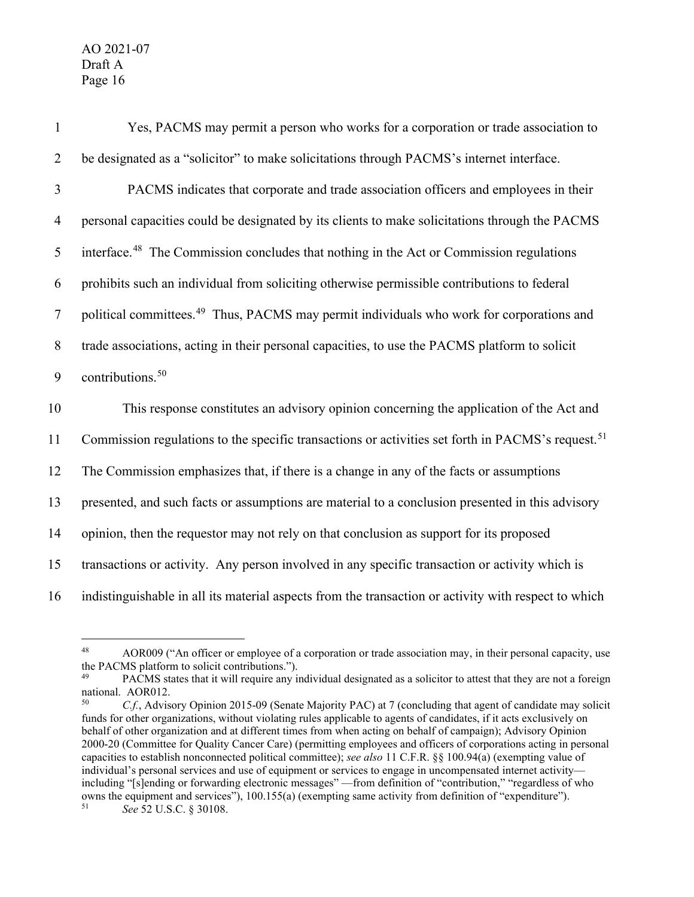Yes, PACMS may permit a person who works for a corporation or trade association to be designated as a "solicitor" to make solicitations through PACMS's internet interface.

PACMS indicates that corporate and trade association officers and employees in their personal capacities could be designated by its clients to make solicitations through the PACMS interface.[48] The Commission concludes that nothing in the Act or Commission regulations prohibits such an individual from soliciting otherwise permissible contributions to federal political committees.[49] Thus, PACMS may permit individuals who work for corporations and trade associations, acting in their personal capacities, to use the PACMS platform to solicit contributions.[50]

This response constitutes an advisory opinion concerning the application of the Act and Commission regulations to the specific transactions or activities set forth in PACMS's request.[51] The Commission emphasizes that, if there is a change in any of the facts or assumptions presented, and such facts or assumptions are material to a conclusion presented in this advisory opinion, then the requestor may not rely on that conclusion as support for its proposed transactions or activity. Any person involved in any specific transaction or activity which is indistinguishable in all its material aspects from the transaction or activity with respect to which

---

[48] AOR009 ("An officer or employee of a corporation or trade association may, in their personal capacity, use the PACMS platform to solicit contributions.").

[49] PACMS states that it will require any individual designated as a solicitor to attest that they are not a foreign national. AOR012.

[50] *C.f.*, Advisory Opinion 2015-09 (Senate Majority PAC) at 7 (concluding that agent of candidate may solicit funds for other organizations, without violating rules applicable to agents of candidates, if it acts exclusively on behalf of other organization and at different times from when acting on behalf of campaign); Advisory Opinion 2000-20 (Committee for Quality Cancer Care) (permitting employees and officers of corporations acting in personal capacities to establish nonconnected political committee); *see also* 11 C.F.R. §§ 100.94(a) (exempting value of individual's personal services and use of equipment or services to engage in uncompensated internet activity—including "[s]ending or forwarding electronic messages" —from definition of "contribution," "regardless of who owns the equipment and services"), 100.155(a) (exempting same activity from definition of "expenditure").

[51] *See* 52 U.S.C. § 30108.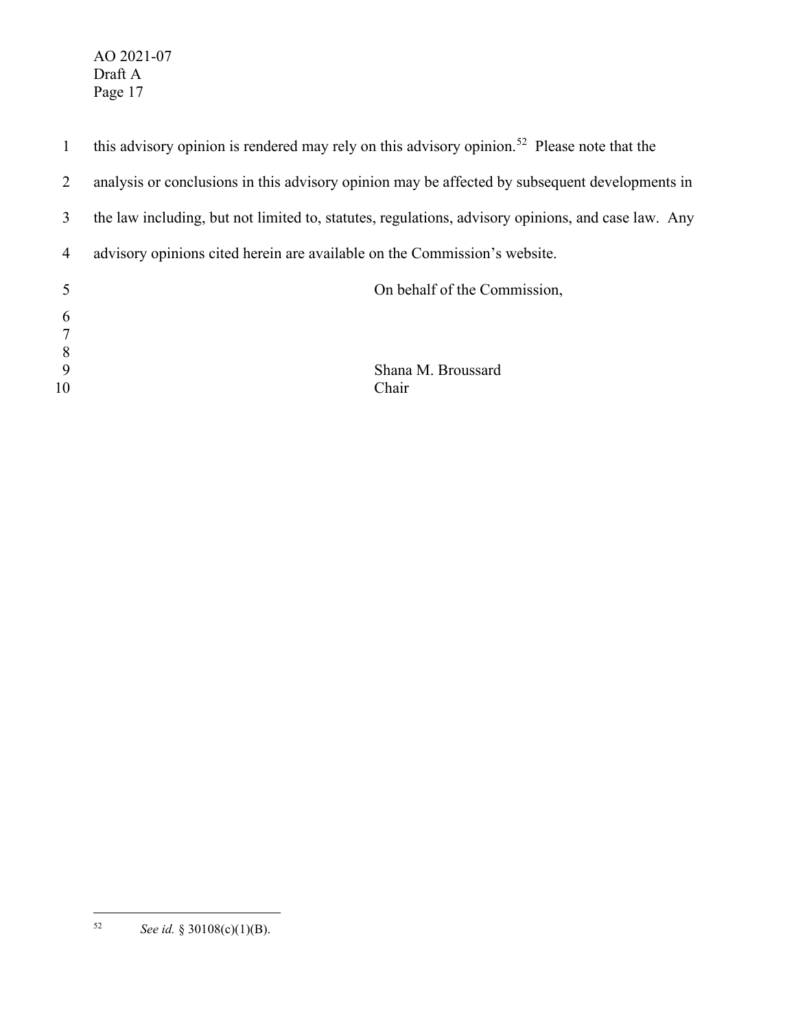this advisory opinion is rendered may rely on this advisory opinion.[52] Please note that the analysis or conclusions in this advisory opinion may be affected by subsequent developments in the law including, but not limited to, statutes, regulations, advisory opinions, and case law. Any advisory opinions cited herein are available on the Commission's website.

On behalf of the Commission,

Shana M. Broussard
Chair

---

[52] *See id.* § 30108(c)(1)(B).